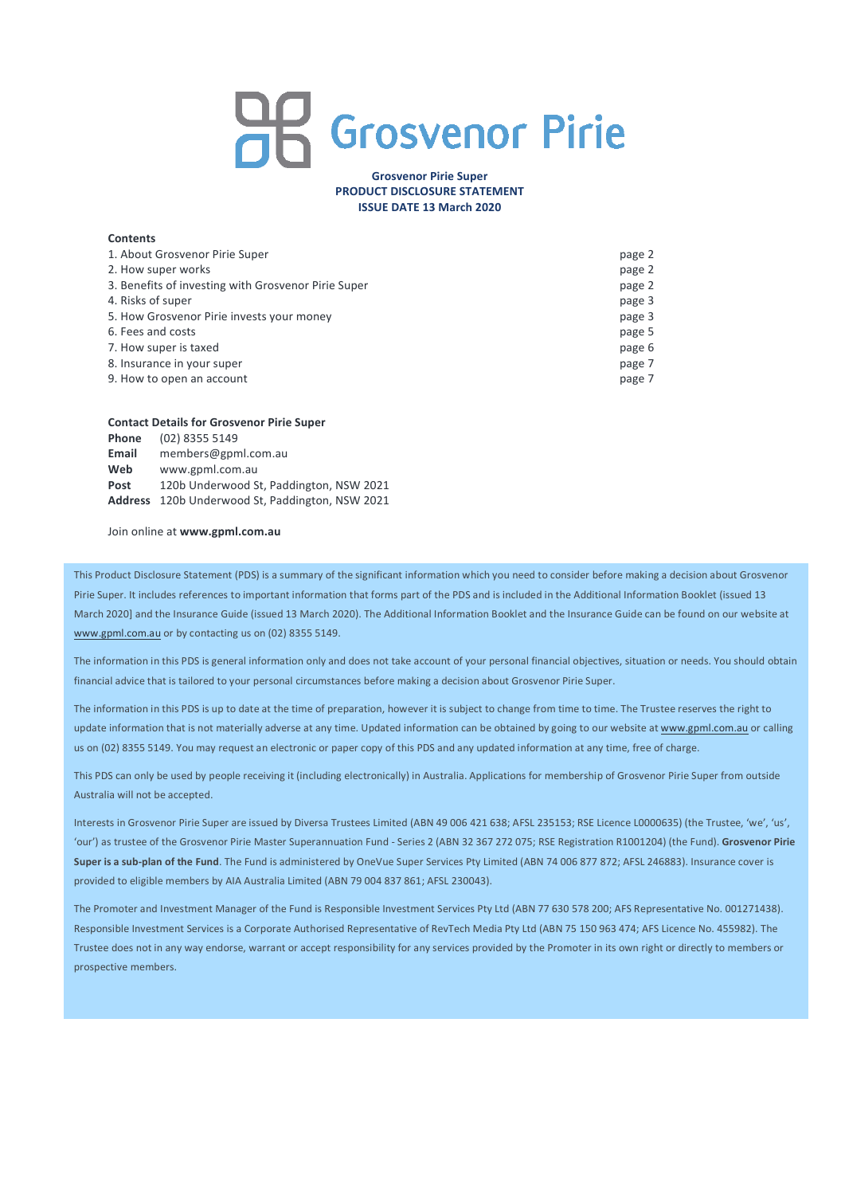# Grosvenor Pirie

**Grosvenor Pirie Super**
**PRODUCT DISCLOSURE STATEMENT**
**ISSUE DATE 13 March 2020**

**Contents**

| | |
|---|---|
| 1. About Grosvenor Pirie Super | page 2 |
| 2. How super works | page 2 |
| 3. Benefits of investing with Grosvenor Pirie Super | page 2 |
| 4. Risks of super | page 3 |
| 5. How Grosvenor Pirie invests your money | page 3 |
| 6. Fees and costs | page 5 |
| 7. How super is taxed | page 6 |
| 8. Insurance in your super | page 7 |
| 9. How to open an account | page 7 |

**Contact Details for Grosvenor Pirie Super**

**Phone** (02) 8355 5149
**Email** members@gpml.com.au
**Web** www.gpml.com.au
**Post** 120b Underwood St, Paddington, NSW 2021
**Address** 120b Underwood St, Paddington, NSW 2021

Join online at **www.gpml.com.au**

This Product Disclosure Statement (PDS) is a summary of the significant information which you need to consider before making a decision about Grosvenor Pirie Super. It includes references to important information that forms part of the PDS and is included in the Additional Information Booklet (issued 13 March 2020] and the Insurance Guide (issued 13 March 2020). The Additional Information Booklet and the Insurance Guide can be found on our website at www.gpml.com.au or by contacting us on (02) 8355 5149.

The information in this PDS is general information only and does not take account of your personal financial objectives, situation or needs. You should obtain financial advice that is tailored to your personal circumstances before making a decision about Grosvenor Pirie Super.

The information in this PDS is up to date at the time of preparation, however it is subject to change from time to time. The Trustee reserves the right to update information that is not materially adverse at any time. Updated information can be obtained by going to our website at www.gpml.com.au or calling us on (02) 8355 5149. You may request an electronic or paper copy of this PDS and any updated information at any time, free of charge.

This PDS can only be used by people receiving it (including electronically) in Australia. Applications for membership of Grosvenor Pirie Super from outside Australia will not be accepted.

Interests in Grosvenor Pirie Super are issued by Diversa Trustees Limited (ABN 49 006 421 638; AFSL 235153; RSE Licence L0000635) (the Trustee, 'we', 'us', 'our') as trustee of the Grosvenor Pirie Master Superannuation Fund - Series 2 (ABN 32 367 272 075; RSE Registration R1001204) (the Fund). **Grosvenor Pirie Super is a sub-plan of the Fund**. The Fund is administered by OneVue Super Services Pty Limited (ABN 74 006 877 872; AFSL 246883). Insurance cover is provided to eligible members by AIA Australia Limited (ABN 79 004 837 861; AFSL 230043).

The Promoter and Investment Manager of the Fund is Responsible Investment Services Pty Ltd (ABN 77 630 578 200; AFS Representative No. 001271438). Responsible Investment Services is a Corporate Authorised Representative of RevTech Media Pty Ltd (ABN 75 150 963 474; AFS Licence No. 455982). The Trustee does not in any way endorse, warrant or accept responsibility for any services provided by the Promoter in its own right or directly to members or prospective members.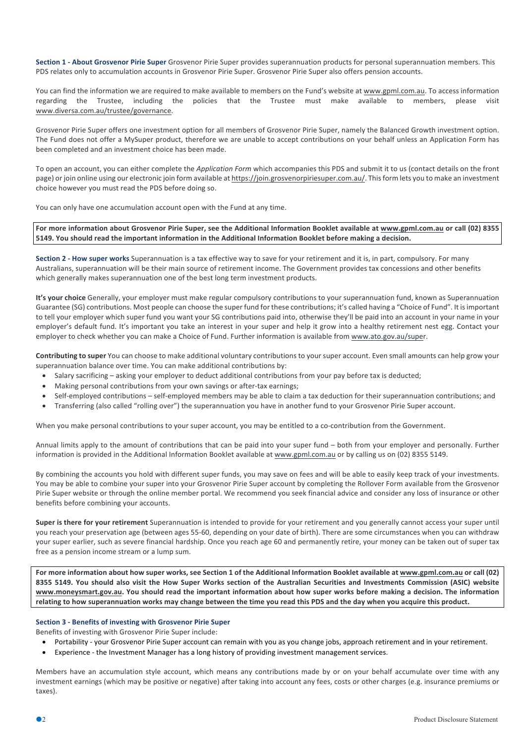**Section 1 - About Grosvenor Pirie Super** Grosvenor Pirie Super provides superannuation products for personal superannuation members. This PDS relates only to accumulation accounts in Grosvenor Pirie Super. Grosvenor Pirie Super also offers pension accounts.

You can find the information we are required to make available to members on the Fund's website at www.gpml.com.au. To access information regarding the Trustee, including the policies that the Trustee must make available to members, please visit www.diversa.com.au/trustee/governance.

Grosvenor Pirie Super offers one investment option for all members of Grosvenor Pirie Super, namely the Balanced Growth investment option. The Fund does not offer a MySuper product, therefore we are unable to accept contributions on your behalf unless an Application Form has been completed and an investment choice has been made.

To open an account, you can either complete the *Application Form* which accompanies this PDS and submit it to us (contact details on the front page) or join online using our electronic join form available at https://join.grosvenorpiriesuper.com.au/. This form lets you to make an investment choice however you must read the PDS before doing so.

You can only have one accumulation account open with the Fund at any time.

**For more information about Grosvenor Pirie Super, see the Additional Information Booklet available at www.gpml.com.au or call (02) 8355 5149. You should read the important information in the Additional Information Booklet before making a decision.**

**Section 2 - How super works** Superannuation is a tax effective way to save for your retirement and it is, in part, compulsory. For many Australians, superannuation will be their main source of retirement income. The Government provides tax concessions and other benefits which generally makes superannuation one of the best long term investment products.

**It's your choice** Generally, your employer must make regular compulsory contributions to your superannuation fund, known as Superannuation Guarantee (SG) contributions. Most people can choose the super fund for these contributions; it's called having a "Choice of Fund". It is important to tell your employer which super fund you want your SG contributions paid into, otherwise they'll be paid into an account in your name in your employer's default fund. It's important you take an interest in your super and help it grow into a healthy retirement nest egg. Contact your employer to check whether you can make a Choice of Fund. Further information is available from www.ato.gov.au/super.

**Contributing to super** You can choose to make additional voluntary contributions to your super account. Even small amounts can help grow your superannuation balance over time. You can make additional contributions by:

- Salary sacrificing – asking your employer to deduct additional contributions from your pay before tax is deducted;
- Making personal contributions from your own savings or after-tax earnings;
- Self-employed contributions – self-employed members may be able to claim a tax deduction for their superannuation contributions; and
- Transferring (also called "rolling over") the superannuation you have in another fund to your Grosvenor Pirie Super account.

When you make personal contributions to your super account, you may be entitled to a co-contribution from the Government.

Annual limits apply to the amount of contributions that can be paid into your super fund – both from your employer and personally. Further information is provided in the Additional Information Booklet available at www.gpml.com.au or by calling us on (02) 8355 5149.

By combining the accounts you hold with different super funds, you may save on fees and will be able to easily keep track of your investments. You may be able to combine your super into your Grosvenor Pirie Super account by completing the Rollover Form available from the Grosvenor Pirie Super website or through the online member portal. We recommend you seek financial advice and consider any loss of insurance or other benefits before combining your accounts.

**Super is there for your retirement** Superannuation is intended to provide for your retirement and you generally cannot access your super until you reach your preservation age (between ages 55-60, depending on your date of birth). There are some circumstances when you can withdraw your super earlier, such as severe financial hardship. Once you reach age 60 and permanently retire, your money can be taken out of super tax free as a pension income stream or a lump sum.

**For more information about how super works, see Section 1 of the Additional Information Booklet available at www.gpml.com.au or call (02) 8355 5149. You should also visit the How Super Works section of the Australian Securities and Investments Commission (ASIC) website www.moneysmart.gov.au. You should read the important information about how super works before making a decision. The information relating to how superannuation works may change between the time you read this PDS and the day when you acquire this product.**

**Section 3 - Benefits of investing with Grosvenor Pirie Super**

Benefits of investing with Grosvenor Pirie Super include:

- Portability - your Grosvenor Pirie Super account can remain with you as you change jobs, approach retirement and in your retirement.
- Experience - the Investment Manager has a long history of providing investment management services.

Members have an accumulation style account, which means any contributions made by or on your behalf accumulate over time with any investment earnings (which may be positive or negative) after taking into account any fees, costs or other charges (e.g. insurance premiums or taxes).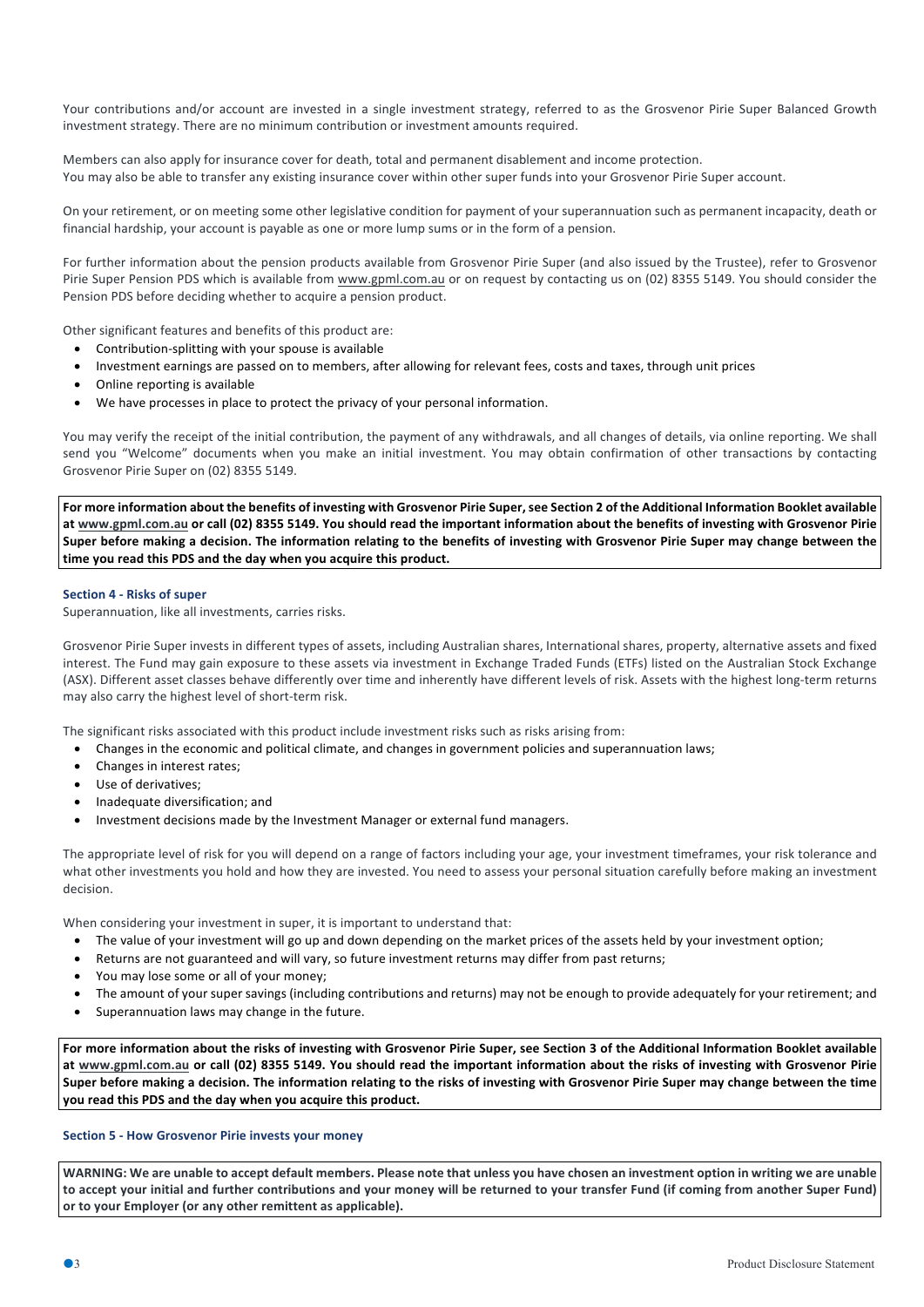Your contributions and/or account are invested in a single investment strategy, referred to as the Grosvenor Pirie Super Balanced Growth investment strategy. There are no minimum contribution or investment amounts required.

Members can also apply for insurance cover for death, total and permanent disablement and income protection.
You may also be able to transfer any existing insurance cover within other super funds into your Grosvenor Pirie Super account.

On your retirement, or on meeting some other legislative condition for payment of your superannuation such as permanent incapacity, death or financial hardship, your account is payable as one or more lump sums or in the form of a pension.

For further information about the pension products available from Grosvenor Pirie Super (and also issued by the Trustee), refer to Grosvenor Pirie Super Pension PDS which is available from www.gpml.com.au or on request by contacting us on (02) 8355 5149. You should consider the Pension PDS before deciding whether to acquire a pension product.

Other significant features and benefits of this product are:

- Contribution-splitting with your spouse is available
- Investment earnings are passed on to members, after allowing for relevant fees, costs and taxes, through unit prices
- Online reporting is available
- We have processes in place to protect the privacy of your personal information.

You may verify the receipt of the initial contribution, the payment of any withdrawals, and all changes of details, via online reporting. We shall send you "Welcome" documents when you make an initial investment. You may obtain confirmation of other transactions by contacting Grosvenor Pirie Super on (02) 8355 5149.

**For more information about the benefits of investing with Grosvenor Pirie Super, see Section 2 of the Additional Information Booklet available at www.gpml.com.au or call (02) 8355 5149. You should read the important information about the benefits of investing with Grosvenor Pirie Super before making a decision. The information relating to the benefits of investing with Grosvenor Pirie Super may change between the time you read this PDS and the day when you acquire this product.**

### Section 4 - Risks of super

Superannuation, like all investments, carries risks.

Grosvenor Pirie Super invests in different types of assets, including Australian shares, International shares, property, alternative assets and fixed interest. The Fund may gain exposure to these assets via investment in Exchange Traded Funds (ETFs) listed on the Australian Stock Exchange (ASX). Different asset classes behave differently over time and inherently have different levels of risk. Assets with the highest long-term returns may also carry the highest level of short-term risk.

The significant risks associated with this product include investment risks such as risks arising from:

- Changes in the economic and political climate, and changes in government policies and superannuation laws;
- Changes in interest rates;
- Use of derivatives;
- Inadequate diversification; and
- Investment decisions made by the Investment Manager or external fund managers.

The appropriate level of risk for you will depend on a range of factors including your age, your investment timeframes, your risk tolerance and what other investments you hold and how they are invested. You need to assess your personal situation carefully before making an investment decision.

When considering your investment in super, it is important to understand that:

- The value of your investment will go up and down depending on the market prices of the assets held by your investment option;
- Returns are not guaranteed and will vary, so future investment returns may differ from past returns;
- You may lose some or all of your money;
- The amount of your super savings (including contributions and returns) may not be enough to provide adequately for your retirement; and
- Superannuation laws may change in the future.

**For more information about the risks of investing with Grosvenor Pirie Super, see Section 3 of the Additional Information Booklet available at www.gpml.com.au or call (02) 8355 5149. You should read the important information about the risks of investing with Grosvenor Pirie Super before making a decision. The information relating to the risks of investing with Grosvenor Pirie Super may change between the time you read this PDS and the day when you acquire this product.**

### Section 5 - How Grosvenor Pirie invests your money

**WARNING: We are unable to accept default members. Please note that unless you have chosen an investment option in writing we are unable to accept your initial and further contributions and your money will be returned to your transfer Fund (if coming from another Super Fund) or to your Employer (or any other remittent as applicable).**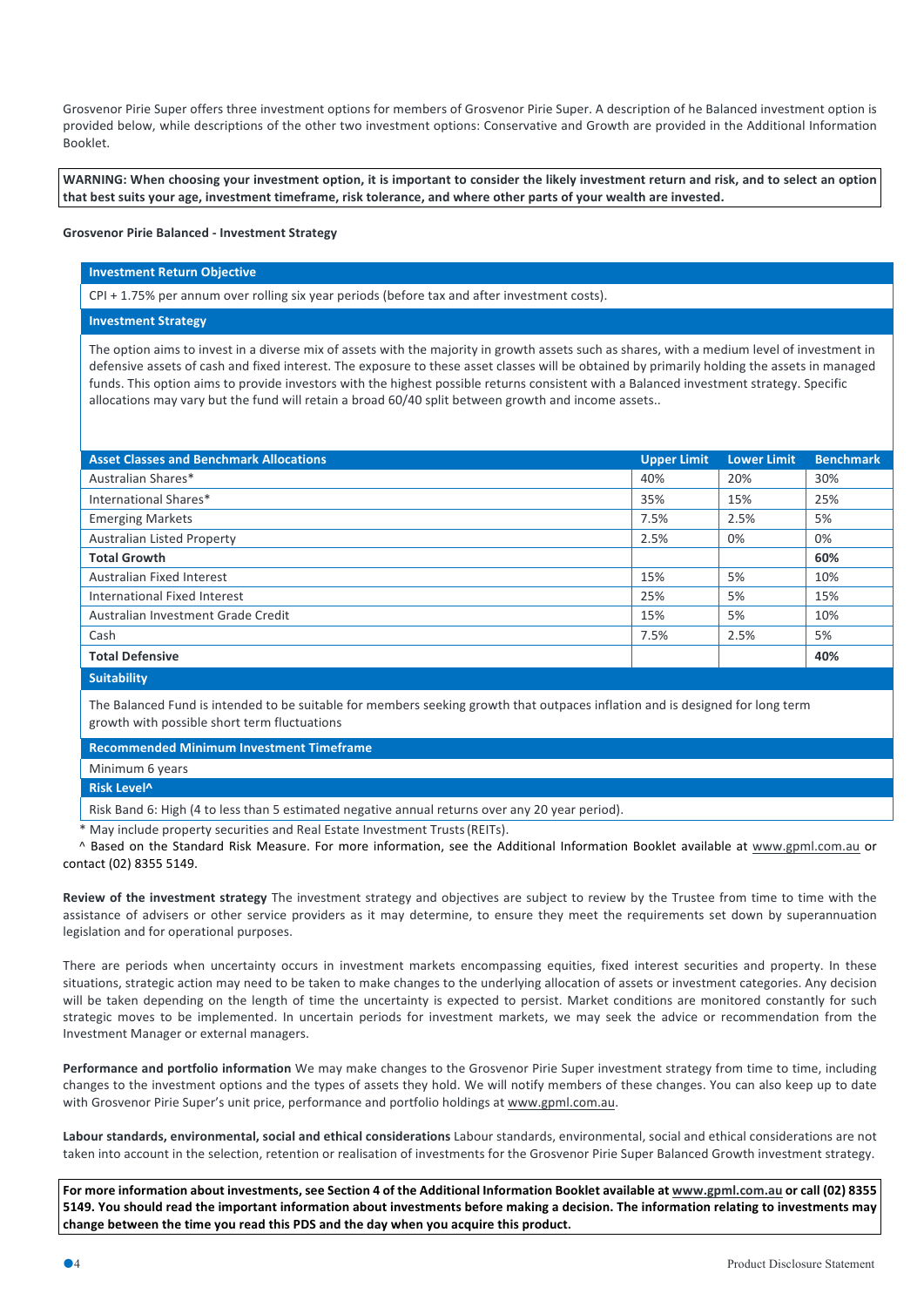Grosvenor Pirie Super offers three investment options for members of Grosvenor Pirie Super. A description of he Balanced investment option is provided below, while descriptions of the other two investment options: Conservative and Growth are provided in the Additional Information Booklet.

**WARNING: When choosing your investment option, it is important to consider the likely investment return and risk, and to select an option that best suits your age, investment timeframe, risk tolerance, and where other parts of your wealth are invested.**

**Grosvenor Pirie Balanced - Investment Strategy**

**Investment Return Objective**

CPI + 1.75% per annum over rolling six year periods (before tax and after investment costs).

**Investment Strategy**

The option aims to invest in a diverse mix of assets with the majority in growth assets such as shares, with a medium level of investment in defensive assets of cash and fixed interest. The exposure to these asset classes will be obtained by primarily holding the assets in managed funds. This option aims to provide investors with the highest possible returns consistent with a Balanced investment strategy. Specific allocations may vary but the fund will retain a broad 60/40 split between growth and income assets..

| Asset Classes and Benchmark Allocations | Upper Limit | Lower Limit | Benchmark |
|---|---|---|---|
| Australian Shares* | 40% | 20% | 30% |
| International Shares* | 35% | 15% | 25% |
| Emerging Markets | 7.5% | 2.5% | 5% |
| Australian Listed Property | 2.5% | 0% | 0% |
| **Total Growth** | | | **60%** |
| Australian Fixed Interest | 15% | 5% | 10% |
| International Fixed Interest | 25% | 5% | 15% |
| Australian Investment Grade Credit | 15% | 5% | 10% |
| Cash | 7.5% | 2.5% | 5% |
| **Total Defensive** | | | **40%** |

**Suitability**

The Balanced Fund is intended to be suitable for members seeking growth that outpaces inflation and is designed for long term growth with possible short term fluctuations

**Recommended Minimum Investment Timeframe**

Minimum 6 years

**Risk Level^**

Risk Band 6: High (4 to less than 5 estimated negative annual returns over any 20 year period).

\* May include property securities and Real Estate Investment Trusts (REITs).

^ Based on the Standard Risk Measure. For more information, see the Additional Information Booklet available at www.gpml.com.au or contact (02) 8355 5149.

**Review of the investment strategy** The investment strategy and objectives are subject to review by the Trustee from time to time with the assistance of advisers or other service providers as it may determine, to ensure they meet the requirements set down by superannuation legislation and for operational purposes.

There are periods when uncertainty occurs in investment markets encompassing equities, fixed interest securities and property. In these situations, strategic action may need to be taken to make changes to the underlying allocation of assets or investment categories. Any decision will be taken depending on the length of time the uncertainty is expected to persist. Market conditions are monitored constantly for such strategic moves to be implemented. In uncertain periods for investment markets, we may seek the advice or recommendation from the Investment Manager or external managers.

**Performance and portfolio information** We may make changes to the Grosvenor Pirie Super investment strategy from time to time, including changes to the investment options and the types of assets they hold. We will notify members of these changes. You can also keep up to date with Grosvenor Pirie Super's unit price, performance and portfolio holdings at www.gpml.com.au.

**Labour standards, environmental, social and ethical considerations** Labour standards, environmental, social and ethical considerations are not taken into account in the selection, retention or realisation of investments for the Grosvenor Pirie Super Balanced Growth investment strategy.

**For more information about investments, see Section 4 of the Additional Information Booklet available at www.gpml.com.au or call (02) 8355 5149. You should read the important information about investments before making a decision. The information relating to investments may change between the time you read this PDS and the day when you acquire this product.**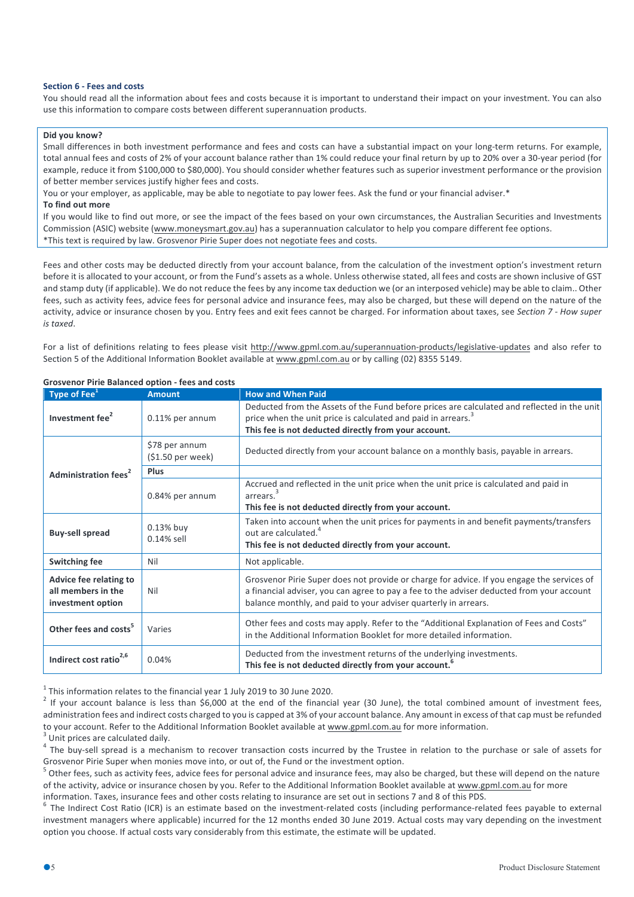### Section 6 - Fees and costs

You should read all the information about fees and costs because it is important to understand their impact on your investment. You can also use this information to compare costs between different superannuation products.

**Did you know?**

Small differences in both investment performance and fees and costs can have a substantial impact on your long-term returns. For example, total annual fees and costs of 2% of your account balance rather than 1% could reduce your final return by up to 20% over a 30-year period (for example, reduce it from $100,000 to $80,000). You should consider whether features such as superior investment performance or the provision of better member services justify higher fees and costs.

You or your employer, as applicable, may be able to negotiate to pay lower fees. Ask the fund or your financial adviser.*

**To find out more**

If you would like to find out more, or see the impact of the fees based on your own circumstances, the Australian Securities and Investments Commission (ASIC) website (www.moneysmart.gov.au) has a superannuation calculator to help you compare different fee options.

*This text is required by law. Grosvenor Pirie Super does not negotiate fees and costs.

Fees and other costs may be deducted directly from your account balance, from the calculation of the investment option's investment return before it is allocated to your account, or from the Fund's assets as a whole. Unless otherwise stated, all fees and costs are shown inclusive of GST and stamp duty (if applicable). We do not reduce the fees by any income tax deduction we (or an interposed vehicle) may be able to claim.. Other fees, such as activity fees, advice fees for personal advice and insurance fees, may also be charged, but these will depend on the nature of the activity, advice or insurance chosen by you. Entry fees and exit fees cannot be charged. For information about taxes, see *Section 7 - How super is taxed*.

For a list of definitions relating to fees please visit http://www.gpml.com.au/superannuation-products/legislative-updates and also refer to Section 5 of the Additional Information Booklet available at www.gpml.com.au or by calling (02) 8355 5149.

**Grosvenor Pirie Balanced option - fees and costs**

| Type of Fee[1] | Amount | How and When Paid |
|---|---|---|
| **Investment fee[2]** | 0.11% per annum | Deducted from the Assets of the Fund before prices are calculated and reflected in the unit price when the unit price is calculated and paid in arrears.[3] **This fee is not deducted directly from your account.** |
| **Administration fees[2]** | $78 per annum ($1.50 per week) | Deducted directly from your account balance on a monthly basis, payable in arrears. |
| | **Plus** | |
| | 0.84% per annum | Accrued and reflected in the unit price when the unit price is calculated and paid in arrears.[3] **This fee is not deducted directly from your account.** |
| **Buy-sell spread** | 0.13% buy 0.14% sell | Taken into account when the unit prices for payments in and benefit payments/transfers out are calculated.[4] **This fee is not deducted directly from your account.** |
| **Switching fee** | Nil | Not applicable. |
| **Advice fee relating to all members in the investment option** | Nil | Grosvenor Pirie Super does not provide or charge for advice. If you engage the services of a financial adviser, you can agree to pay a fee to the adviser deducted from your account balance monthly, and paid to your adviser quarterly in arrears. |
| **Other fees and costs[5]** | Varies | Other fees and costs may apply. Refer to the "Additional Explanation of Fees and Costs" in the Additional Information Booklet for more detailed information. |
| **Indirect cost ratio[2,6]** | 0.04% | Deducted from the investment returns of the underlying investments. **This fee is not deducted directly from your account.[6]** |

[1] This information relates to the financial year 1 July 2019 to 30 June 2020.

[2] If your account balance is less than $6,000 at the end of the financial year (30 June), the total combined amount of investment fees, administration fees and indirect costs charged to you is capped at 3% of your account balance. Any amount in excess of that cap must be refunded to your account. Refer to the Additional Information Booklet available at www.gpml.com.au for more information.

[3] Unit prices are calculated daily.

[4] The buy-sell spread is a mechanism to recover transaction costs incurred by the Trustee in relation to the purchase or sale of assets for Grosvenor Pirie Super when monies move into, or out of, the Fund or the investment option.

[5] Other fees, such as activity fees, advice fees for personal advice and insurance fees, may also be charged, but these will depend on the nature of the activity, advice or insurance chosen by you. Refer to the Additional Information Booklet available at www.gpml.com.au for more information. Taxes, insurance fees and other costs relating to insurance are set out in sections 7 and 8 of this PDS.

[6] The Indirect Cost Ratio (ICR) is an estimate based on the investment-related costs (including performance-related fees payable to external investment managers where applicable) incurred for the 12 months ended 30 June 2019. Actual costs may vary depending on the investment option you choose. If actual costs vary considerably from this estimate, the estimate will be updated.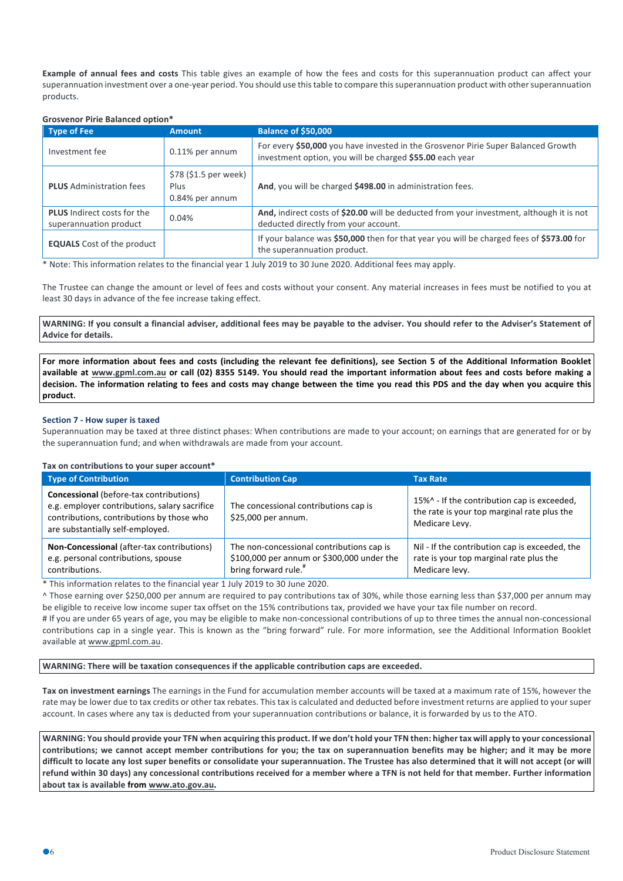**Example of annual fees and costs** This table gives an example of how the fees and costs for this superannuation product can affect your superannuation investment over a one-year period. You should use this table to compare this superannuation product with other superannuation products.

**Grosvenor Pirie Balanced option***

| Type of Fee | Amount | Balance of $50,000 |
|---|---|---|
| Investment fee | 0.11% per annum | For every **$50,000** you have invested in the Grosvenor Pirie Super Balanced Growth investment option, you will be charged **$55.00** each year |
| **PLUS** Administration fees | $78 ($1.5 per week) Plus 0.84% per annum | **And**, you will be charged **$498.00** in administration fees. |
| **PLUS** Indirect costs for the superannuation product | 0.04% | **And,** indirect costs of **$20.00** will be deducted from your investment, although it is not deducted directly from your account. |
| **EQUALS** Cost of the product | | If your balance was **$50,000** then for that year you will be charged fees of **$573.00** for the superannuation product. |

\* Note: This information relates to the financial year 1 July 2019 to 30 June 2020. Additional fees may apply.

The Trustee can change the amount or level of fees and costs without your consent. Any material increases in fees must be notified to you at least 30 days in advance of the fee increase taking effect.

**WARNING: If you consult a financial adviser, additional fees may be payable to the adviser. You should refer to the Adviser's Statement of Advice for details.**

**For more information about fees and costs (including the relevant fee definitions), see Section 5 of the Additional Information Booklet available at www.gpml.com.au or call (02) 8355 5149. You should read the important information about fees and costs before making a decision. The information relating to fees and costs may change between the time you read this PDS and the day when you acquire this product.**

### Section 7 - How super is taxed

Superannuation may be taxed at three distinct phases: When contributions are made to your account; on earnings that are generated for or by the superannuation fund; and when withdrawals are made from your account.

**Tax on contributions to your super account***

| Type of Contribution | Contribution Cap | Tax Rate |
|---|---|---|
| **Concessional** (before-tax contributions) e.g. employer contributions, salary sacrifice contributions, contributions by those who are substantially self-employed. | The concessional contributions cap is $25,000 per annum. | 15%^ - If the contribution cap is exceeded, the rate is your top marginal rate plus the Medicare Levy. |
| **Non-Concessional** (after-tax contributions) e.g. personal contributions, spouse contributions. | The non-concessional contributions cap is $100,000 per annum or $300,000 under the bring forward rule.[#] | Nil - If the contribution cap is exceeded, the rate is your top marginal rate plus the Medicare levy. |

\* This information relates to the financial year 1 July 2019 to 30 June 2020.

^ Those earning over $250,000 per annum are required to pay contributions tax of 30%, while those earning less than $37,000 per annum may be eligible to receive low income super tax offset on the 15% contributions tax, provided we have your tax file number on record.

\# If you are under 65 years of age, you may be eligible to make non-concessional contributions of up to three times the annual non-concessional contributions cap in a single year. This is known as the "bring forward" rule. For more information, see the Additional Information Booklet available at www.gpml.com.au.

**WARNING: There will be taxation consequences if the applicable contribution caps are exceeded.**

**Tax on investment earnings** The earnings in the Fund for accumulation member accounts will be taxed at a maximum rate of 15%, however the rate may be lower due to tax credits or other tax rebates. This tax is calculated and deducted before investment returns are applied to your super account. In cases where any tax is deducted from your superannuation contributions or balance, it is forwarded by us to the ATO.

**WARNING: You should provide your TFN when acquiring this product. If we don't hold your TFN then: higher tax will apply to your concessional contributions; we cannot accept member contributions for you; the tax on superannuation benefits may be higher; and it may be more difficult to locate any lost super benefits or consolidate your superannuation. The Trustee has also determined that it will not accept (or will refund within 30 days) any concessional contributions received for a member where a TFN is not held for that member. Further information about tax is available from www.ato.gov.au.**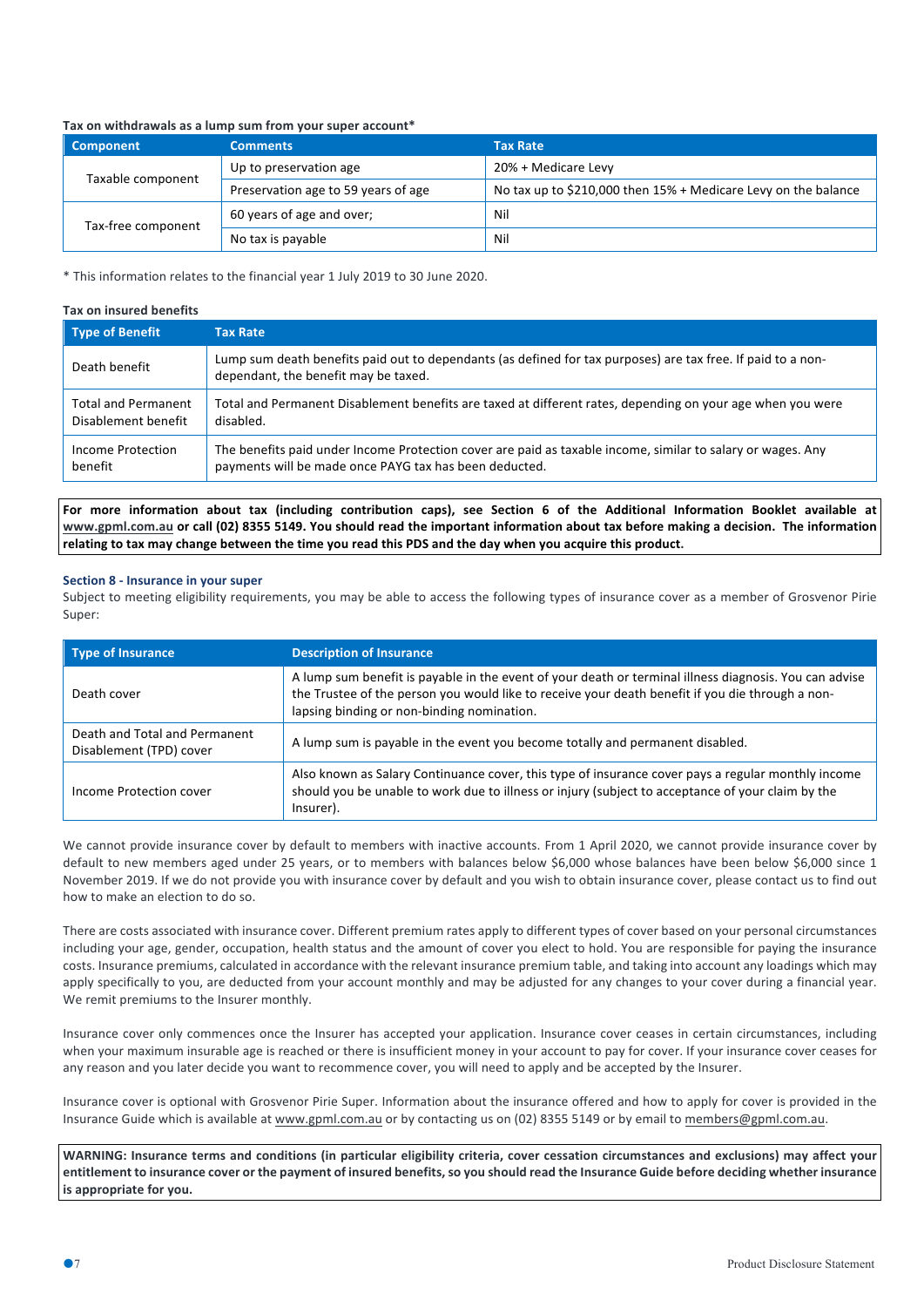**Tax on withdrawals as a lump sum from your super account***

| Component | Comments | Tax Rate |
|---|---|---|
| Taxable component | Up to preservation age | 20% + Medicare Levy |
| | Preservation age to 59 years of age | No tax up to $210,000 then 15% + Medicare Levy on the balance |
| Tax-free component | 60 years of age and over; | Nil |
| | No tax is payable | Nil |

* This information relates to the financial year 1 July 2019 to 30 June 2020.

**Tax on insured benefits**

| Type of Benefit | Tax Rate |
|---|---|
| Death benefit | Lump sum death benefits paid out to dependants (as defined for tax purposes) are tax free. If paid to a non-dependant, the benefit may be taxed. |
| Total and Permanent Disablement benefit | Total and Permanent Disablement benefits are taxed at different rates, depending on your age when you were disabled. |
| Income Protection benefit | The benefits paid under Income Protection cover are paid as taxable income, similar to salary or wages. Any payments will be made once PAYG tax has been deducted. |

**For more information about tax (including contribution caps), see Section 6 of the Additional Information Booklet available at www.gpml.com.au or call (02) 8355 5149. You should read the important information about tax before making a decision. The information relating to tax may change between the time you read this PDS and the day when you acquire this product.**

## Section 8 - Insurance in your super

Subject to meeting eligibility requirements, you may be able to access the following types of insurance cover as a member of Grosvenor Pirie Super:

| Type of Insurance | Description of Insurance |
|---|---|
| Death cover | A lump sum benefit is payable in the event of your death or terminal illness diagnosis. You can advise the Trustee of the person you would like to receive your death benefit if you die through a non-lapsing binding or non-binding nomination. |
| Death and Total and Permanent Disablement (TPD) cover | A lump sum is payable in the event you become totally and permanent disabled. |
| Income Protection cover | Also known as Salary Continuance cover, this type of insurance cover pays a regular monthly income should you be unable to work due to illness or injury (subject to acceptance of your claim by the Insurer). |

We cannot provide insurance cover by default to members with inactive accounts. From 1 April 2020, we cannot provide insurance cover by default to new members aged under 25 years, or to members with balances below $6,000 whose balances have been below $6,000 since 1 November 2019. If we do not provide you with insurance cover by default and you wish to obtain insurance cover, please contact us to find out how to make an election to do so.

There are costs associated with insurance cover. Different premium rates apply to different types of cover based on your personal circumstances including your age, gender, occupation, health status and the amount of cover you elect to hold. You are responsible for paying the insurance costs. Insurance premiums, calculated in accordance with the relevant insurance premium table, and taking into account any loadings which may apply specifically to you, are deducted from your account monthly and may be adjusted for any changes to your cover during a financial year. We remit premiums to the Insurer monthly.

Insurance cover only commences once the Insurer has accepted your application. Insurance cover ceases in certain circumstances, including when your maximum insurable age is reached or there is insufficient money in your account to pay for cover. If your insurance cover ceases for any reason and you later decide you want to recommence cover, you will need to apply and be accepted by the Insurer.

Insurance cover is optional with Grosvenor Pirie Super. Information about the insurance offered and how to apply for cover is provided in the Insurance Guide which is available at www.gpml.com.au or by contacting us on (02) 8355 5149 or by email to members@gpml.com.au.

**WARNING: Insurance terms and conditions (in particular eligibility criteria, cover cessation circumstances and exclusions) may affect your entitlement to insurance cover or the payment of insured benefits, so you should read the Insurance Guide before deciding whether insurance is appropriate for you.**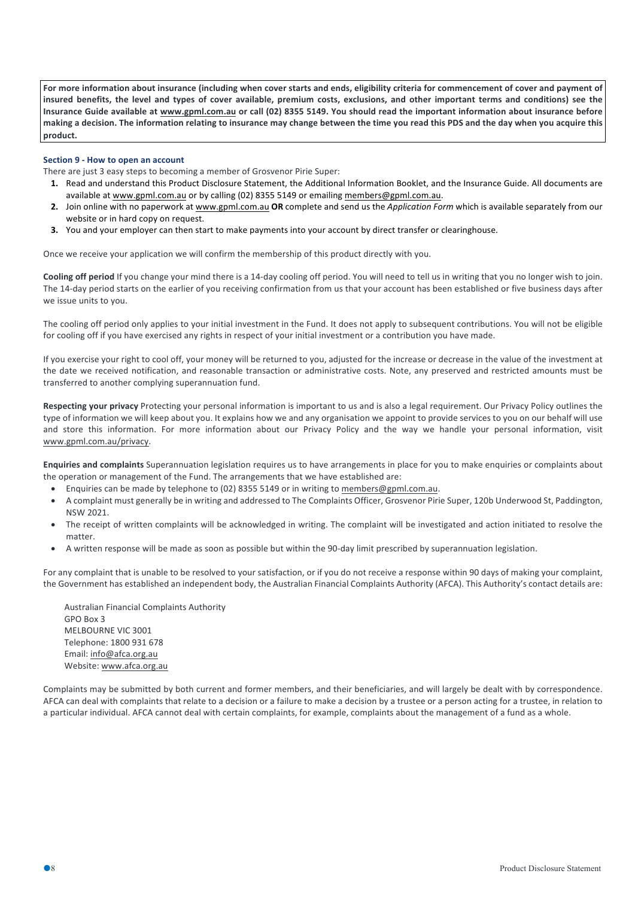**For more information about insurance (including when cover starts and ends, eligibility criteria for commencement of cover and payment of insured benefits, the level and types of cover available, premium costs, exclusions, and other important terms and conditions) see the Insurance Guide available at www.gpml.com.au or call (02) 8355 5149. You should read the important information about insurance before making a decision. The information relating to insurance may change between the time you read this PDS and the day when you acquire this product.**

### Section 9 - How to open an account

There are just 3 easy steps to becoming a member of Grosvenor Pirie Super:

1. Read and understand this Product Disclosure Statement, the Additional Information Booklet, and the Insurance Guide. All documents are available at www.gpml.com.au or by calling (02) 8355 5149 or emailing members@gpml.com.au.
2. Join online with no paperwork at www.gpml.com.au **OR** complete and send us the *Application Form* which is available separately from our website or in hard copy on request.
3. You and your employer can then start to make payments into your account by direct transfer or clearinghouse.

Once we receive your application we will confirm the membership of this product directly with you.

**Cooling off period** If you change your mind there is a 14-day cooling off period. You will need to tell us in writing that you no longer wish to join. The 14-day period starts on the earlier of you receiving confirmation from us that your account has been established or five business days after we issue units to you.

The cooling off period only applies to your initial investment in the Fund. It does not apply to subsequent contributions. You will not be eligible for cooling off if you have exercised any rights in respect of your initial investment or a contribution you have made.

If you exercise your right to cool off, your money will be returned to you, adjusted for the increase or decrease in the value of the investment at the date we received notification, and reasonable transaction or administrative costs. Note, any preserved and restricted amounts must be transferred to another complying superannuation fund.

**Respecting your privacy** Protecting your personal information is important to us and is also a legal requirement. Our Privacy Policy outlines the type of information we will keep about you. It explains how we and any organisation we appoint to provide services to you on our behalf will use and store this information. For more information about our Privacy Policy and the way we handle your personal information, visit www.gpml.com.au/privacy.

**Enquiries and complaints** Superannuation legislation requires us to have arrangements in place for you to make enquiries or complaints about the operation or management of the Fund. The arrangements that we have established are:

- Enquiries can be made by telephone to (02) 8355 5149 or in writing to members@gpml.com.au.
- A complaint must generally be in writing and addressed to The Complaints Officer, Grosvenor Pirie Super, 120b Underwood St, Paddington, NSW 2021.
- The receipt of written complaints will be acknowledged in writing. The complaint will be investigated and action initiated to resolve the matter.
- A written response will be made as soon as possible but within the 90-day limit prescribed by superannuation legislation.

For any complaint that is unable to be resolved to your satisfaction, or if you do not receive a response within 90 days of making your complaint, the Government has established an independent body, the Australian Financial Complaints Authority (AFCA). This Authority's contact details are:

Australian Financial Complaints Authority
GPO Box 3
MELBOURNE VIC 3001
Telephone: 1800 931 678
Email: info@afca.org.au
Website: www.afca.org.au

Complaints may be submitted by both current and former members, and their beneficiaries, and will largely be dealt with by correspondence. AFCA can deal with complaints that relate to a decision or a failure to make a decision by a trustee or a person acting for a trustee, in relation to a particular individual. AFCA cannot deal with certain complaints, for example, complaints about the management of a fund as a whole.